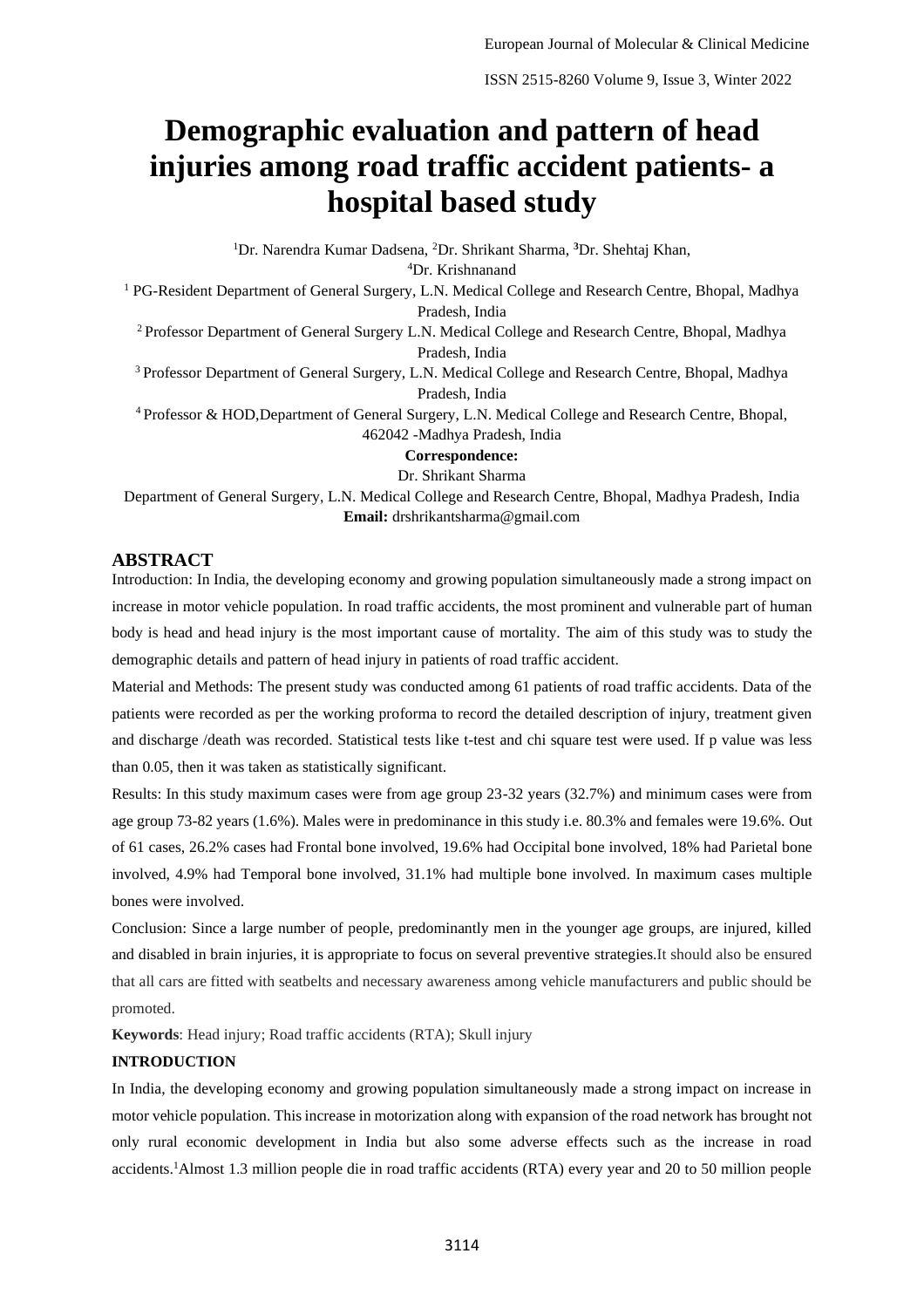# Demographic evaluation and pattern of head injuries among road traffic accident patients- a hospital based study

[1]Dr. Narendra Kumar Dadsena, [2]Dr. Shrikant Sharma, **[3]**Dr. Shehtaj Khan, [4]Dr. Krishnanand

[1] PG-Resident Department of General Surgery, L.N. Medical College and Research Centre, Bhopal, Madhya Pradesh, India

[2] Professor Department of General Surgery L.N. Medical College and Research Centre, Bhopal, Madhya Pradesh, India

[3] Professor Department of General Surgery, L.N. Medical College and Research Centre, Bhopal, Madhya Pradesh, India

[4] Professor & HOD,Department of General Surgery, L.N. Medical College and Research Centre, Bhopal, 462042 -Madhya Pradesh, India

**Correspondence:**

Dr. Shrikant Sharma

Department of General Surgery, L.N. Medical College and Research Centre, Bhopal, Madhya Pradesh, India

**Email:** drshrikantsharma@gmail.com

## ABSTRACT

Introduction: In India, the developing economy and growing population simultaneously made a strong impact on increase in motor vehicle population. In road traffic accidents, the most prominent and vulnerable part of human body is head and head injury is the most important cause of mortality. The aim of this study was to study the demographic details and pattern of head injury in patients of road traffic accident.

Material and Methods: The present study was conducted among 61 patients of road traffic accidents. Data of the patients were recorded as per the working proforma to record the detailed description of injury, treatment given and discharge /death was recorded. Statistical tests like t-test and chi square test were used. If p value was less than 0.05, then it was taken as statistically significant.

Results: In this study maximum cases were from age group 23-32 years (32.7%) and minimum cases were from age group 73-82 years (1.6%). Males were in predominance in this study i.e. 80.3% and females were 19.6%. Out of 61 cases, 26.2% cases had Frontal bone involved, 19.6% had Occipital bone involved, 18% had Parietal bone involved, 4.9% had Temporal bone involved, 31.1% had multiple bone involved. In maximum cases multiple bones were involved.

Conclusion: Since a large number of people, predominantly men in the younger age groups, are injured, killed and disabled in brain injuries, it is appropriate to focus on several preventive strategies.It should also be ensured that all cars are fitted with seatbelts and necessary awareness among vehicle manufacturers and public should be promoted.

**Keywords**: Head injury; Road traffic accidents (RTA); Skull injury

## INTRODUCTION

In India, the developing economy and growing population simultaneously made a strong impact on increase in motor vehicle population. This increase in motorization along with expansion of the road network has brought not only rural economic development in India but also some adverse effects such as the increase in road accidents.[1]Almost 1.3 million people die in road traffic accidents (RTA) every year and 20 to 50 million people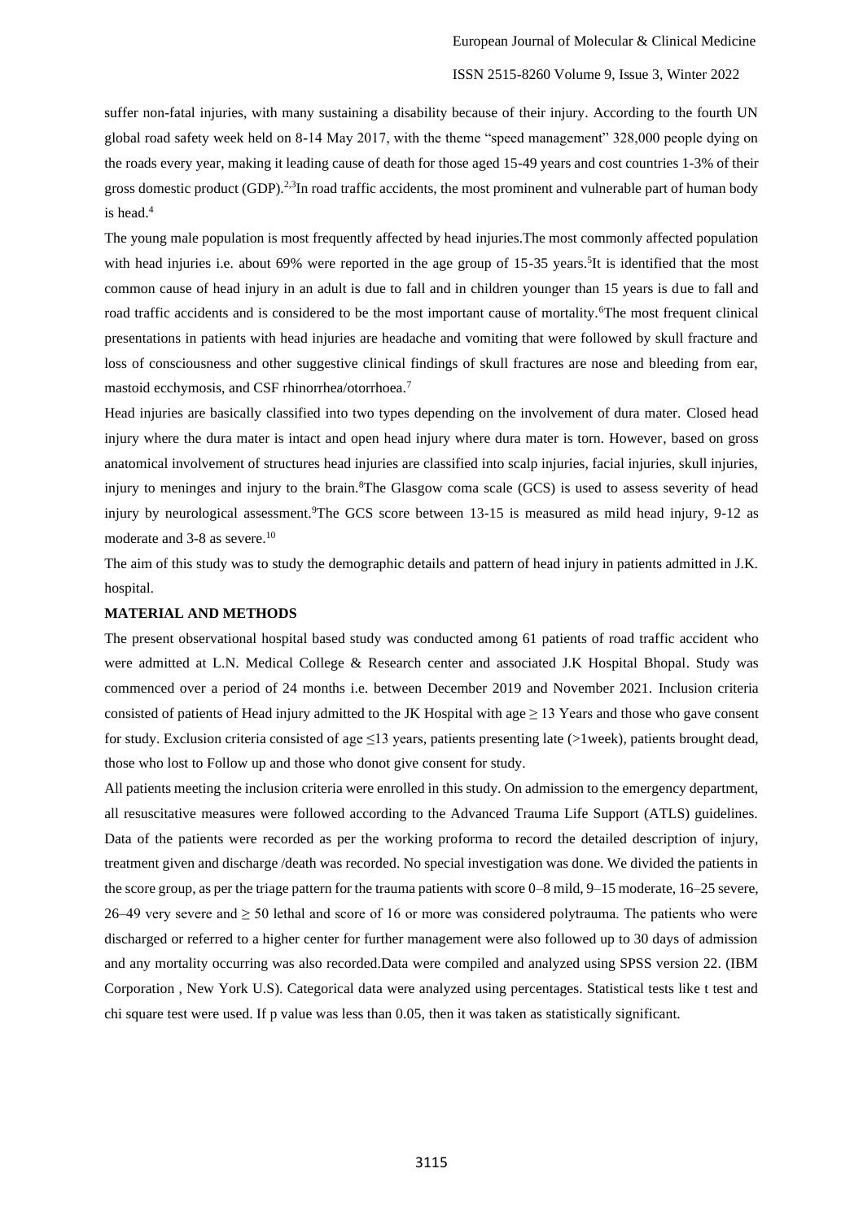suffer non-fatal injuries, with many sustaining a disability because of their injury. According to the fourth UN global road safety week held on 8-14 May 2017, with the theme "speed management" 328,000 people dying on the roads every year, making it leading cause of death for those aged 15-49 years and cost countries 1-3% of their gross domestic product (GDP).[2,3]In road traffic accidents, the most prominent and vulnerable part of human body is head.[4]

The young male population is most frequently affected by head injuries.The most commonly affected population with head injuries i.e. about 69% were reported in the age group of 15-35 years.[5]It is identified that the most common cause of head injury in an adult is due to fall and in children younger than 15 years is due to fall and road traffic accidents and is considered to be the most important cause of mortality.[6]The most frequent clinical presentations in patients with head injuries are headache and vomiting that were followed by skull fracture and loss of consciousness and other suggestive clinical findings of skull fractures are nose and bleeding from ear, mastoid ecchymosis, and CSF rhinorrhea/otorrhoea.[7]

Head injuries are basically classified into two types depending on the involvement of dura mater. Closed head injury where the dura mater is intact and open head injury where dura mater is torn. However, based on gross anatomical involvement of structures head injuries are classified into scalp injuries, facial injuries, skull injuries, injury to meninges and injury to the brain.[8]The Glasgow coma scale (GCS) is used to assess severity of head injury by neurological assessment.[9]The GCS score between 13-15 is measured as mild head injury, 9-12 as moderate and 3-8 as severe.[10]

The aim of this study was to study the demographic details and pattern of head injury in patients admitted in J.K. hospital.

**MATERIAL AND METHODS**

The present observational hospital based study was conducted among 61 patients of road traffic accident who were admitted at L.N. Medical College & Research center and associated J.K Hospital Bhopal. Study was commenced over a period of 24 months i.e. between December 2019 and November 2021. Inclusion criteria consisted of patients of Head injury admitted to the JK Hospital with age ≥ 13 Years and those who gave consent for study. Exclusion criteria consisted of age ≤13 years, patients presenting late (>1week), patients brought dead, those who lost to Follow up and those who donot give consent for study.

All patients meeting the inclusion criteria were enrolled in this study. On admission to the emergency department, all resuscitative measures were followed according to the Advanced Trauma Life Support (ATLS) guidelines. Data of the patients were recorded as per the working proforma to record the detailed description of injury, treatment given and discharge /death was recorded. No special investigation was done. We divided the patients in the score group, as per the triage pattern for the trauma patients with score 0–8 mild, 9–15 moderate, 16–25 severe, 26–49 very severe and ≥ 50 lethal and score of 16 or more was considered polytrauma. The patients who were discharged or referred to a higher center for further management were also followed up to 30 days of admission and any mortality occurring was also recorded.Data were compiled and analyzed using SPSS version 22. (IBM Corporation , New York U.S). Categorical data were analyzed using percentages. Statistical tests like t test and chi square test were used. If p value was less than 0.05, then it was taken as statistically significant.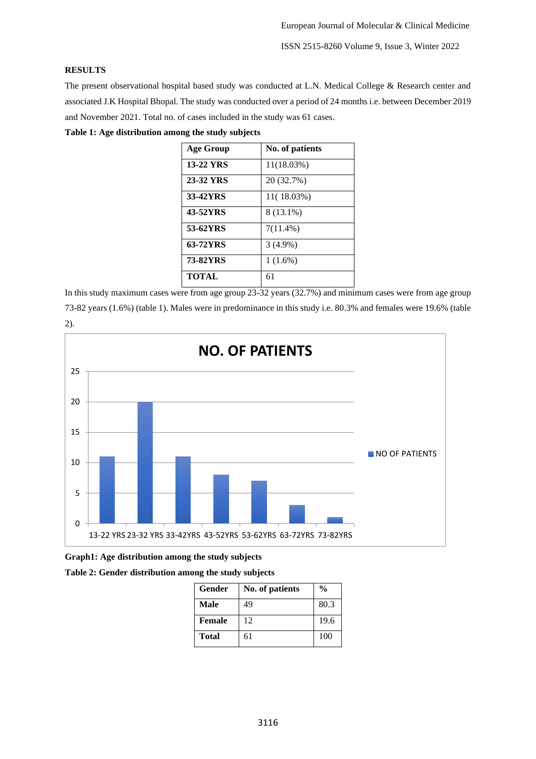## RESULTS

The present observational hospital based study was conducted at L.N. Medical College & Research center and associated J.K Hospital Bhopal. The study was conducted over a period of 24 months i.e. between December 2019 and November 2021. Total no. of cases included in the study was 61 cases.

**Table 1: Age distribution among the study subjects**

| Age Group | No. of patients |
|---|---|
| **13-22 YRS** | 11(18.03%) |
| **23-32 YRS** | 20 (32.7%) |
| **33-42YRS** | 11( 18.03%) |
| **43-52YRS** | 8 (13.1%) |
| **53-62YRS** | 7(11.4%) |
| **63-72YRS** | 3 (4.9%) |
| **73-82YRS** | 1 (1.6%) |
| **TOTAL** | 61 |

In this study maximum cases were from age group 23-32 years (32.7%) and minimum cases were from age group 73-82 years (1.6%) (table 1). Males were in predominance in this study i.e. 80.3% and females were 19.6% (table 2).

**Graph1: Age distribution among the study subjects**

**Table 2: Gender distribution among the study subjects**

| Gender | No. of patients | % |
|---|---|---|
| **Male** | 49 | 80.3 |
| **Female** | 12 | 19.6 |
| **Total** | 61 | 100 |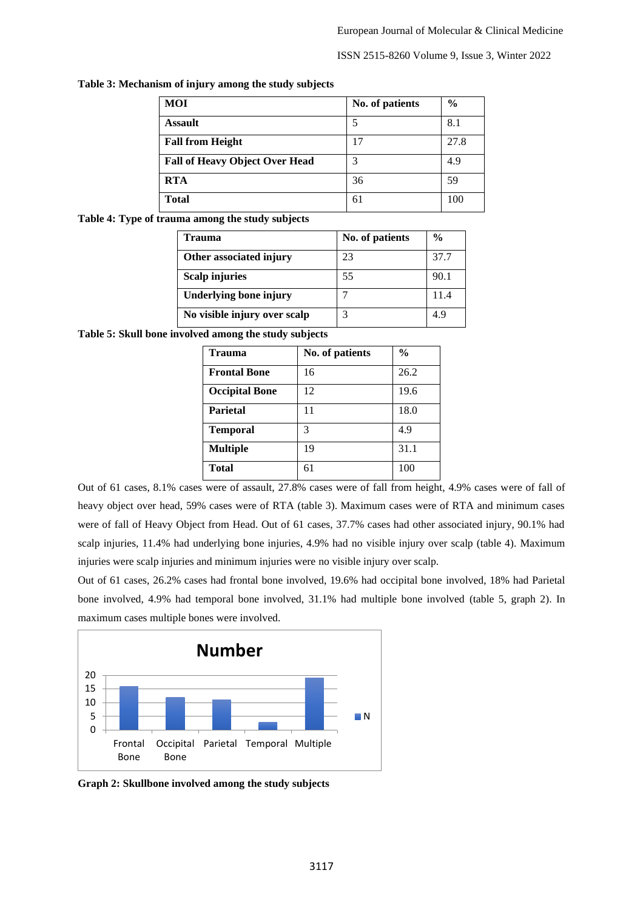**Table 3: Mechanism of injury among the study subjects**

| MOI | No. of patients | % |
|---|---|---|
| **Assault** | 5 | 8.1 |
| **Fall from Height** | 17 | 27.8 |
| **Fall of Heavy Object Over Head** | 3 | 4.9 |
| **RTA** | 36 | 59 |
| **Total** | 61 | 100 |

**Table 4: Type of trauma among the study subjects**

| Trauma | No. of patients | % |
|---|---|---|
| **Other associated injury** | 23 | 37.7 |
| **Scalp injuries** | 55 | 90.1 |
| **Underlying bone injury** | 7 | 11.4 |
| **No visible injury over scalp** | 3 | 4.9 |

**Table 5: Skull bone involved among the study subjects**

| Trauma | No. of patients | % |
|---|---|---|
| **Frontal Bone** | 16 | 26.2 |
| **Occipital Bone** | 12 | 19.6 |
| **Parietal** | 11 | 18.0 |
| **Temporal** | 3 | 4.9 |
| **Multiple** | 19 | 31.1 |
| **Total** | 61 | 100 |

Out of 61 cases, 8.1% cases were of assault, 27.8% cases were of fall from height, 4.9% cases were of fall of heavy object over head, 59% cases were of RTA (table 3). Maximum cases were of RTA and minimum cases were of fall of Heavy Object from Head. Out of 61 cases, 37.7% cases had other associated injury, 90.1% had scalp injuries, 11.4% had underlying bone injuries, 4.9% had no visible injury over scalp (table 4). Maximum injuries were scalp injuries and minimum injuries were no visible injury over scalp.

Out of 61 cases, 26.2% cases had frontal bone involved, 19.6% had occipital bone involved, 18% had Parietal bone involved, 4.9% had temporal bone involved, 31.1% had multiple bone involved (table 5, graph 2). In maximum cases multiple bones were involved.

**Graph 2: Skullbone involved among the study subjects**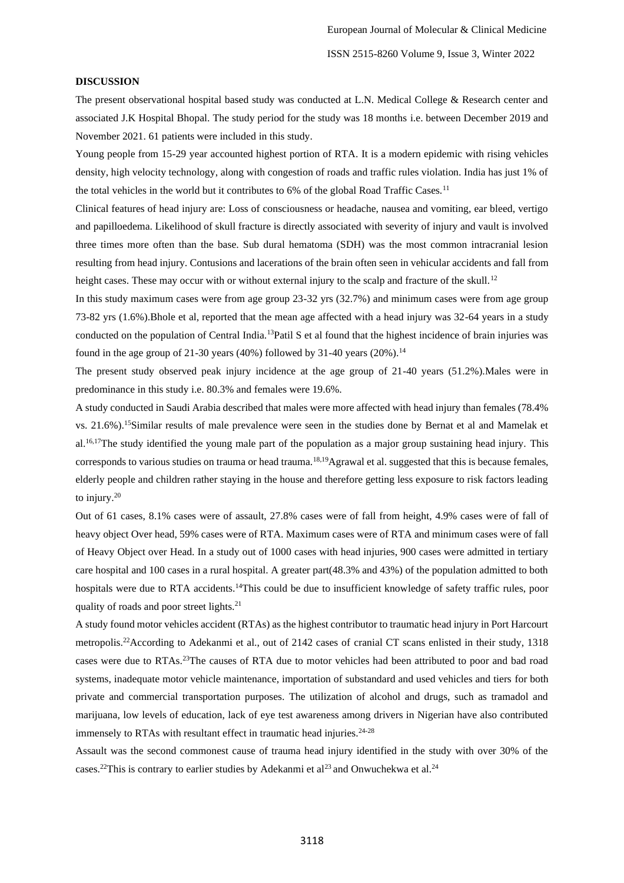**DISCUSSION**

The present observational hospital based study was conducted at L.N. Medical College & Research center and associated J.K Hospital Bhopal. The study period for the study was 18 months i.e. between December 2019 and November 2021. 61 patients were included in this study.

Young people from 15-29 year accounted highest portion of RTA. It is a modern epidemic with rising vehicles density, high velocity technology, along with congestion of roads and traffic rules violation. India has just 1% of the total vehicles in the world but it contributes to 6% of the global Road Traffic Cases.[11]

Clinical features of head injury are: Loss of consciousness or headache, nausea and vomiting, ear bleed, vertigo and papilloedema. Likelihood of skull fracture is directly associated with severity of injury and vault is involved three times more often than the base. Sub dural hematoma (SDH) was the most common intracranial lesion resulting from head injury. Contusions and lacerations of the brain often seen in vehicular accidents and fall from height cases. These may occur with or without external injury to the scalp and fracture of the skull.[12]

In this study maximum cases were from age group 23-32 yrs (32.7%) and minimum cases were from age group 73-82 yrs (1.6%).Bhole et al, reported that the mean age affected with a head injury was 32-64 years in a study conducted on the population of Central India.[13]Patil S et al found that the highest incidence of brain injuries was found in the age group of 21-30 years (40%) followed by 31-40 years (20%).[14]

The present study observed peak injury incidence at the age group of 21-40 years (51.2%).Males were in predominance in this study i.e. 80.3% and females were 19.6%.

A study conducted in Saudi Arabia described that males were more affected with head injury than females (78.4% vs. 21.6%).[15]Similar results of male prevalence were seen in the studies done by Bernat et al and Mamelak et al.[16,17]The study identified the young male part of the population as a major group sustaining head injury. This corresponds to various studies on trauma or head trauma.[18,19]Agrawal et al. suggested that this is because females, elderly people and children rather staying in the house and therefore getting less exposure to risk factors leading to injury.[20]

Out of 61 cases, 8.1% cases were of assault, 27.8% cases were of fall from height, 4.9% cases were of fall of heavy object Over head, 59% cases were of RTA. Maximum cases were of RTA and minimum cases were of fall of Heavy Object over Head. In a study out of 1000 cases with head injuries, 900 cases were admitted in tertiary care hospital and 100 cases in a rural hospital. A greater part(48.3% and 43%) of the population admitted to both hospitals were due to RTA accidents.[14]This could be due to insufficient knowledge of safety traffic rules, poor quality of roads and poor street lights.[21]

A study found motor vehicles accident (RTAs) as the highest contributor to traumatic head injury in Port Harcourt metropolis.[22]According to Adekanmi et al., out of 2142 cases of cranial CT scans enlisted in their study, 1318 cases were due to RTAs.[23]The causes of RTA due to motor vehicles had been attributed to poor and bad road systems, inadequate motor vehicle maintenance, importation of substandard and used vehicles and tiers for both private and commercial transportation purposes. The utilization of alcohol and drugs, such as tramadol and marijuana, low levels of education, lack of eye test awareness among drivers in Nigerian have also contributed immensely to RTAs with resultant effect in traumatic head injuries.[24-28]

Assault was the second commonest cause of trauma head injury identified in the study with over 30% of the cases.[22]This is contrary to earlier studies by Adekanmi et al[23] and Onwuchekwa et al.[24]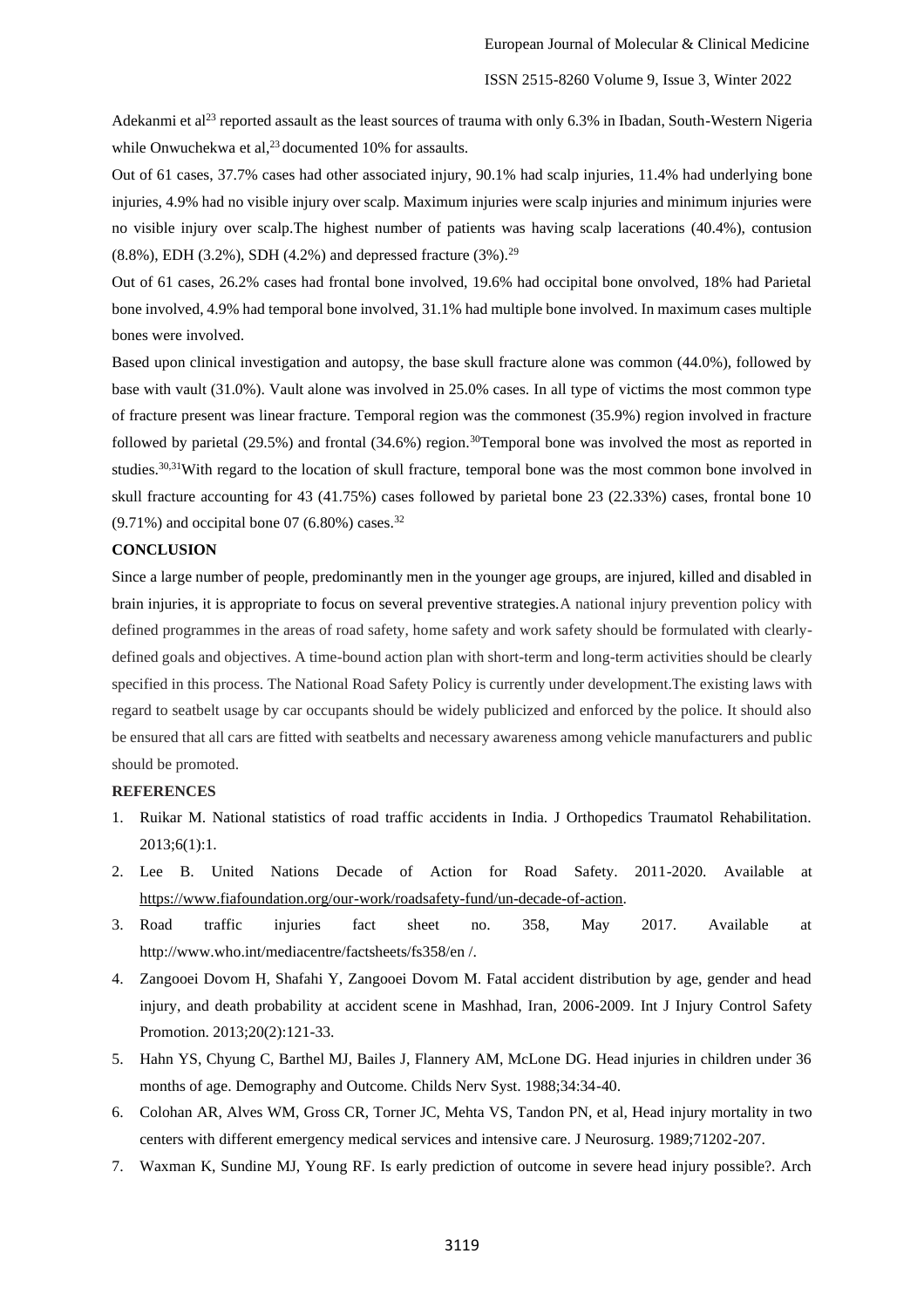Adekanmi et al[23] reported assault as the least sources of trauma with only 6.3% in Ibadan, South-Western Nigeria while Onwuchekwa et al,[23] documented 10% for assaults.

Out of 61 cases, 37.7% cases had other associated injury, 90.1% had scalp injuries, 11.4% had underlying bone injuries, 4.9% had no visible injury over scalp. Maximum injuries were scalp injuries and minimum injuries were no visible injury over scalp.The highest number of patients was having scalp lacerations (40.4%), contusion (8.8%), EDH (3.2%), SDH (4.2%) and depressed fracture (3%).[29]

Out of 61 cases, 26.2% cases had frontal bone involved, 19.6% had occipital bone onvolved, 18% had Parietal bone involved, 4.9% had temporal bone involved, 31.1% had multiple bone involved. In maximum cases multiple bones were involved.

Based upon clinical investigation and autopsy, the base skull fracture alone was common (44.0%), followed by base with vault (31.0%). Vault alone was involved in 25.0% cases. In all type of victims the most common type of fracture present was linear fracture. Temporal region was the commonest (35.9%) region involved in fracture followed by parietal (29.5%) and frontal (34.6%) region.[30]Temporal bone was involved the most as reported in studies.[30,31]With regard to the location of skull fracture, temporal bone was the most common bone involved in skull fracture accounting for 43 (41.75%) cases followed by parietal bone 23 (22.33%) cases, frontal bone 10 (9.71%) and occipital bone 07 (6.80%) cases.[32]

## CONCLUSION

Since a large number of people, predominantly men in the younger age groups, are injured, killed and disabled in brain injuries, it is appropriate to focus on several preventive strategies.A national injury prevention policy with defined programmes in the areas of road safety, home safety and work safety should be formulated with clearly-defined goals and objectives. A time-bound action plan with short-term and long-term activities should be clearly specified in this process. The National Road Safety Policy is currently under development.The existing laws with regard to seatbelt usage by car occupants should be widely publicized and enforced by the police. It should also be ensured that all cars are fitted with seatbelts and necessary awareness among vehicle manufacturers and public should be promoted.

## REFERENCES

1. Ruikar M. National statistics of road traffic accidents in India. J Orthopedics Traumatol Rehabilitation. 2013;6(1):1.
2. Lee B. United Nations Decade of Action for Road Safety. 2011-2020. Available at https://www.fiafoundation.org/our-work/roadsafety-fund/un-decade-of-action.
3. Road traffic injuries fact sheet no. 358, May 2017. Available at http://www.who.int/mediacentre/factsheets/fs358/en /.
4. Zangooei Dovom H, Shafahi Y, Zangooei Dovom M. Fatal accident distribution by age, gender and head injury, and death probability at accident scene in Mashhad, Iran, 2006-2009. Int J Injury Control Safety Promotion. 2013;20(2):121-33.
5. Hahn YS, Chyung C, Barthel MJ, Bailes J, Flannery AM, McLone DG. Head injuries in children under 36 months of age. Demography and Outcome. Childs Nerv Syst. 1988;34:34-40.
6. Colohan AR, Alves WM, Gross CR, Torner JC, Mehta VS, Tandon PN, et al, Head injury mortality in two centers with different emergency medical services and intensive care. J Neurosurg. 1989;71202-207.
7. Waxman K, Sundine MJ, Young RF. Is early prediction of outcome in severe head injury possible?. Arch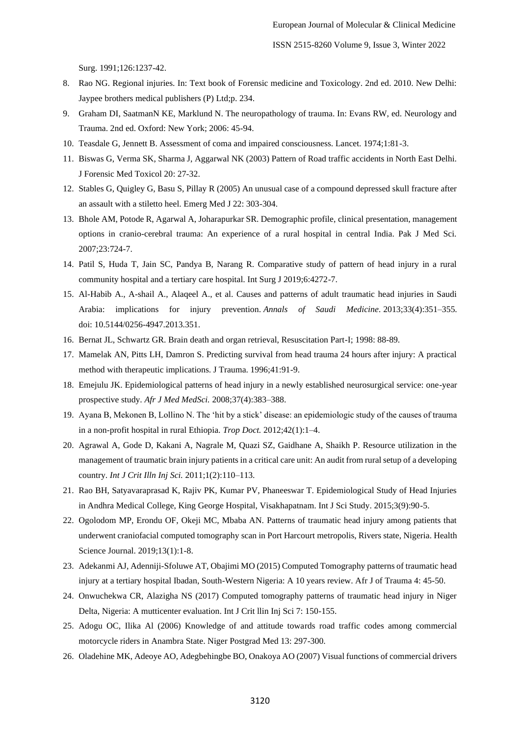Surg. 1991;126:1237-42.

8. Rao NG. Regional injuries. In: Text book of Forensic medicine and Toxicology. 2nd ed. 2010. New Delhi: Jaypee brothers medical publishers (P) Ltd;p. 234.
9. Graham DI, SaatmanN KE, Marklund N. The neuropathology of trauma. In: Evans RW, ed. Neurology and Trauma. 2nd ed. Oxford: New York; 2006: 45-94.
10. Teasdale G, Jennett B. Assessment of coma and impaired consciousness. Lancet. 1974;1:81-3.
11. Biswas G, Verma SK, Sharma J, Aggarwal NK (2003) Pattern of Road traffic accidents in North East Delhi. J Forensic Med Toxicol 20: 27-32.
12. Stables G, Quigley G, Basu S, Pillay R (2005) An unusual case of a compound depressed skull fracture after an assault with a stiletto heel. Emerg Med J 22: 303-304.
13. Bhole AM, Potode R, Agarwal A, Joharapurkar SR. Demographic profile, clinical presentation, management options in cranio-cerebral trauma: An experience of a rural hospital in central India. Pak J Med Sci. 2007;23:724-7.
14. Patil S, Huda T, Jain SC, Pandya B, Narang R. Comparative study of pattern of head injury in a rural community hospital and a tertiary care hospital. Int Surg J 2019;6:4272-7.
15. Al-Habib A., A-shail A., Alaqeel A., et al. Causes and patterns of adult traumatic head injuries in Saudi Arabia: implications for injury prevention. *Annals of Saudi Medicine*. 2013;33(4):351–355. doi: 10.5144/0256-4947.2013.351.
16. Bernat JL, Schwartz GR. Brain death and organ retrieval, Resuscitation Part-I; 1998: 88-89.
17. Mamelak AN, Pitts LH, Damron S. Predicting survival from head trauma 24 hours after injury: A practical method with therapeutic implications. J Trauma. 1996;41:91-9.
18. Emejulu JK. Epidemiological patterns of head injury in a newly established neurosurgical service: one-year prospective study. *Afr J Med MedSci.* 2008;37(4):383–388.
19. Ayana B, Mekonen B, Lollino N. The 'hit by a stick' disease: an epidemiologic study of the causes of trauma in a non-profit hospital in rural Ethiopia. *Trop Doct.* 2012;42(1):1–4.
20. Agrawal A, Gode D, Kakani A, Nagrale M, Quazi SZ, Gaidhane A, Shaikh P. Resource utilization in the management of traumatic brain injury patients in a critical care unit: An audit from rural setup of a developing country. *Int J Crit Illn Inj Sci.* 2011;1(2):110–113.
21. Rao BH, Satyavaraprasad K, Rajiv PK, Kumar PV, Phaneeswar T. Epidemiological Study of Head Injuries in Andhra Medical College, King George Hospital, Visakhapatnam. Int J Sci Study. 2015;3(9):90-5.
22. Ogolodom MP, Erondu OF, Okeji MC, Mbaba AN. Patterns of traumatic head injury among patients that underwent craniofacial computed tomography scan in Port Harcourt metropolis, Rivers state, Nigeria. Health Science Journal. 2019;13(1):1-8.
23. Adekanmi AJ, Adenniji-Sfoluwe AT, Obajimi MO (2015) Computed Tomography patterns of traumatic head injury at a tertiary hospital Ibadan, South-Western Nigeria: A 10 years review. Afr J of Trauma 4: 45-50.
24. Onwuchekwa CR, Alazigha NS (2017) Computed tomography patterns of traumatic head injury in Niger Delta, Nigeria: A mutticenter evaluation. Int J Crit llin Inj Sci 7: 150-155.
25. Adogu OC, Ilika Al (2006) Knowledge of and attitude towards road traffic codes among commercial motorcycle riders in Anambra State. Niger Postgrad Med 13: 297-300.
26. Oladehine MK, Adeoye AO, Adegbehingbe BO, Onakoya AO (2007) Visual functions of commercial drivers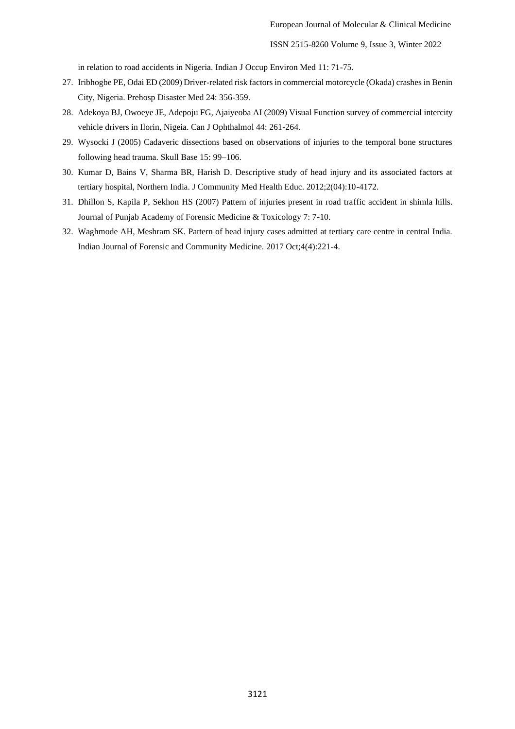in relation to road accidents in Nigeria. Indian J Occup Environ Med 11: 71-75.

27. Iribhogbe PE, Odai ED (2009) Driver-related risk factors in commercial motorcycle (Okada) crashes in Benin City, Nigeria. Prehosp Disaster Med 24: 356-359.
28. Adekoya BJ, Owoeye JE, Adepoju FG, Ajaiyeoba AI (2009) Visual Function survey of commercial intercity vehicle drivers in Ilorin, Nigeia. Can J Ophthalmol 44: 261-264.
29. Wysocki J (2005) Cadaveric dissections based on observations of injuries to the temporal bone structures following head trauma. Skull Base 15: 99–106.
30. Kumar D, Bains V, Sharma BR, Harish D. Descriptive study of head injury and its associated factors at tertiary hospital, Northern India. J Community Med Health Educ. 2012;2(04):10-4172.
31. Dhillon S, Kapila P, Sekhon HS (2007) Pattern of injuries present in road traffic accident in shimla hills. Journal of Punjab Academy of Forensic Medicine & Toxicology 7: 7-10.
32. Waghmode AH, Meshram SK. Pattern of head injury cases admitted at tertiary care centre in central India. Indian Journal of Forensic and Community Medicine. 2017 Oct;4(4):221-4.